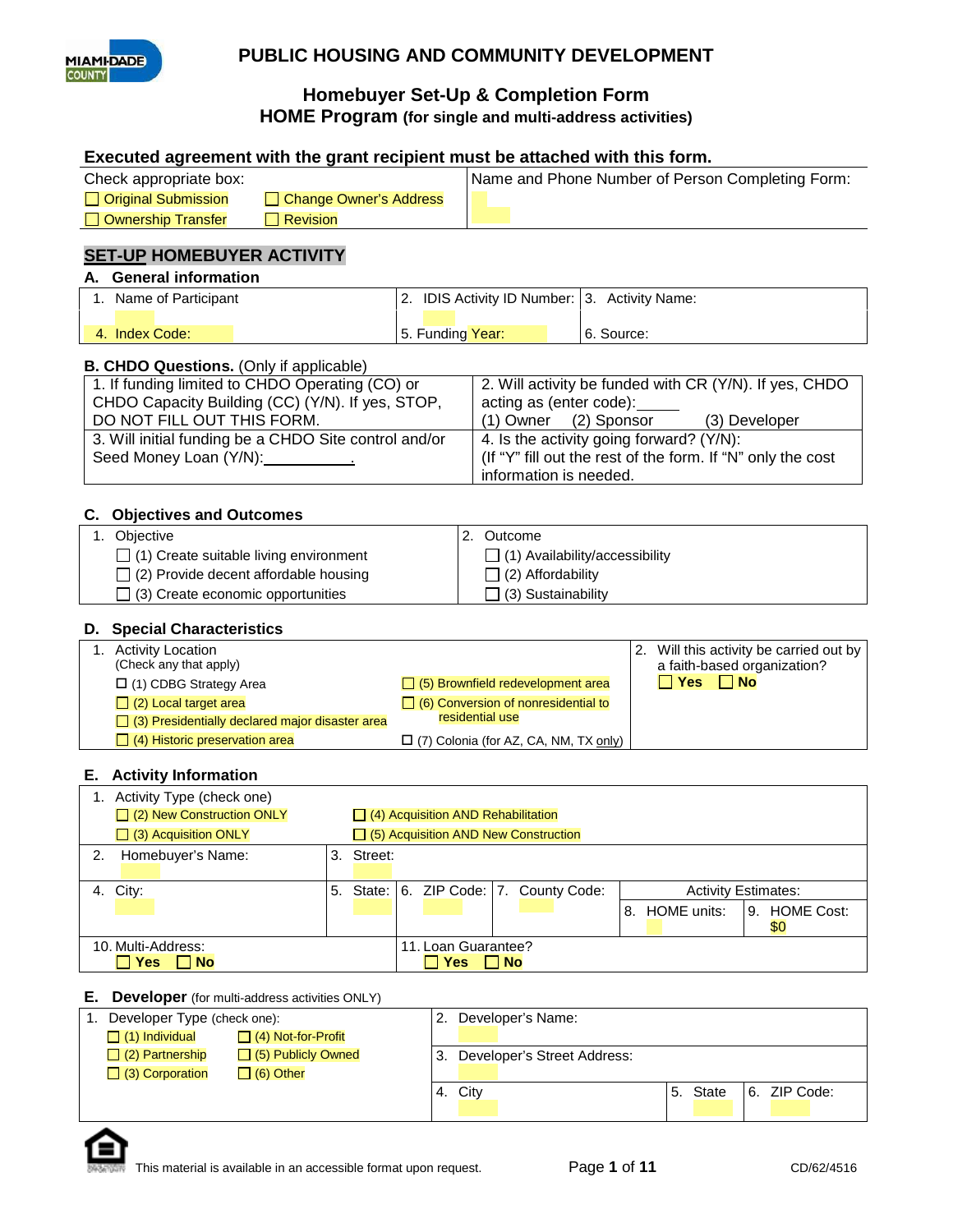# PUBLIC HOUSING AND COMMUNITY DEVELOPMENT

## Homebuyer Set-Up & Completion Form
## HOME Program (for single and multi-address activities)

**Executed agreement with the grant recipient must be attached with this form.**

| Check appropriate box: | | Name and Phone Number of Person Completing Form: |
|---|---|---|
| ☐ Original Submission | ☐ Change Owner's Address | |
| ☐ Ownership Transfer | ☐ Revision | |

## SET-UP HOMEBUYER ACTIVITY

### A. General information

| 1. Name of Participant | 2. IDIS Activity ID Number: | 3. Activity Name: |
|---|---|---|
| 4. Index Code: | 5. Funding Year: | 6. Source: |

### B. CHDO Questions. (Only if applicable)

| | |
|---|---|
| 1. If funding limited to CHDO Operating (CO) or CHDO Capacity Building (CC) (Y/N). If yes, STOP, DO NOT FILL OUT THIS FORM. | 2. Will activity be funded with CR (Y/N). If yes, CHDO acting as (enter code):\_\_\_\_\_ (1) Owner (2) Sponsor (3) Developer |
| 3. Will initial funding be a CHDO Site control and/or Seed Money Loan (Y/N):\_\_\_\_\_\_\_\_\_\_. | 4. Is the activity going forward? (Y/N): (If "Y" fill out the rest of the form. If "N" only the cost information is needed. |

### C. Objectives and Outcomes

| 1. Objective | 2. Outcome |
|---|---|
| ☐ (1) Create suitable living environment | ☐ (1) Availability/accessibility |
| ☐ (2) Provide decent affordable housing | ☐ (2) Affordability |
| ☐ (3) Create economic opportunities | ☐ (3) Sustainability |

### D. Special Characteristics

| 1. Activity Location (Check any that apply) | | 2. Will this activity be carried out by a faith-based organization? |
|---|---|---|
| ☐ (1) CDBG Strategy Area | ☐ (5) Brownfield redevelopment area | ☐ Yes ☐ No |
| ☐ (2) Local target area | ☐ (6) Conversion of nonresidential to residential use | |
| ☐ (3) Presidentially declared major disaster area | | |
| ☐ (4) Historic preservation area | ☐ (7) Colonia (for AZ, CA, NM, TX only) | |

### E. Activity Information

1. Activity Type (check one)

| | |
|---|---|
| ☐ (2) New Construction ONLY | ☐ (4) Acquisition AND Rehabilitation |
| ☐ (3) Acquisition ONLY | ☐ (5) Acquisition AND New Construction |

| 2. Homebuyer's Name: | 3. Street: | | | | |
|---|---|---|---|---|---|
| 4. City: | 5. State: | 6. ZIP Code: | 7. County Code: | Activity Estimates: 8. HOME units: | 9. HOME Cost: $0 |
| 10. Multi-Address: ☐ Yes ☐ No | 11. Loan Guarantee? ☐ Yes ☐ No | | | | |

### E. Developer (for multi-address activities ONLY)

| 1. Developer Type (check one): | | 2. Developer's Name: | | |
|---|---|---|---|---|
| ☐ (1) Individual | ☐ (4) Not-for-Profit | 3. Developer's Street Address: | | |
| ☐ (2) Partnership | ☐ (5) Publicly Owned | | | |
| ☐ (3) Corporation | ☐ (6) Other | 4. City | 5. State | 6. ZIP Code: |

This material is available in an accessible format upon request.

CD/62/4516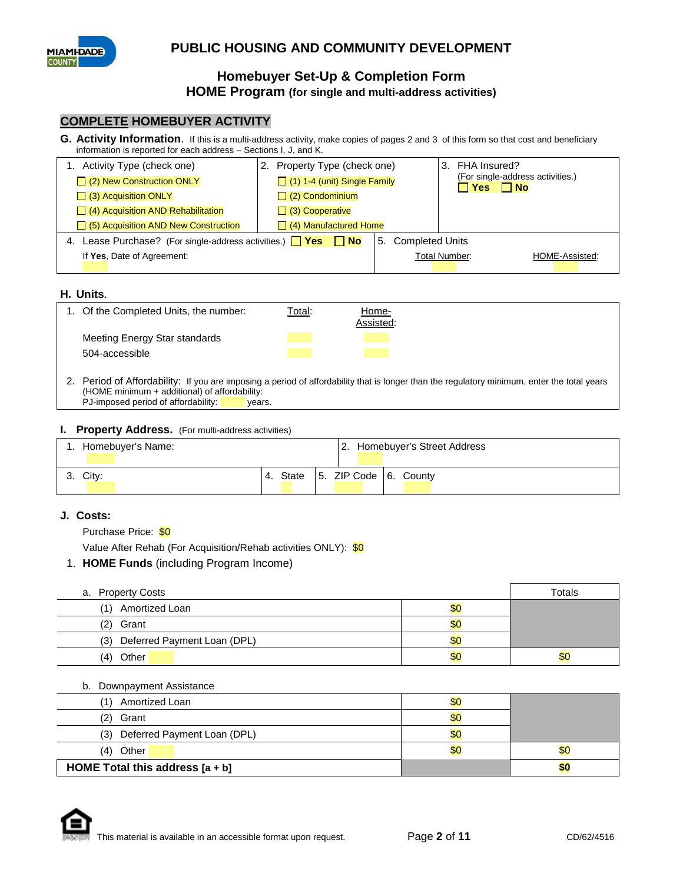# PUBLIC HOUSING AND COMMUNITY DEVELOPMENT

## Homebuyer Set-Up & Completion Form
## HOME Program (for single and multi-address activities)

## COMPLETE HOMEBUYER ACTIVITY

**G. Activity Information.** If this is a multi-address activity, make copies of pages 2 and 3 of this form so that cost and beneficiary information is reported for each address – Sections I, J, and K.

| 1. Activity Type (check one) | 2. Property Type (check one) | 3. FHA Insured? |
|---|---|---|
| ☐ (2) New Construction ONLY | ☐ (1) 1-4 (unit) Single Family | (For single-address activities.) ☐ **Yes** ☐ **No** |
| ☐ (3) Acquisition ONLY | ☐ (2) Condominium | |
| ☐ (4) Acquisition AND Rehabilitation | ☐ (3) Cooperative | |
| ☐ (5) Acquisition AND New Construction | ☐ (4) Manufactured Home | |

| 4. Lease Purchase? (For single-address activities.) ☐ **Yes** ☐ **No** | 5. Completed Units | |
|---|---|---|
| If **Yes**, Date of Agreement: | Total Number: | HOME-Assisted: |

**H. Units.**

| 1. Of the Completed Units, the number: | Total: | Home-Assisted: |
|---|---|---|
| Meeting Energy Star standards | | |
| 504-accessible | | |

2. Period of Affordability: If you are imposing a period of affordability that is longer than the regulatory minimum, enter the total years (HOME minimum + additional) of affordability:
PJ-imposed period of affordability: ____ years.

**I. Property Address.** (For multi-address activities)

| 1. Homebuyer's Name: | | | 2. Homebuyer's Street Address |
|---|---|---|---|
| 3. City: | 4. State | 5. ZIP Code | 6. County |

**J. Costs:**

Purchase Price: $0

Value After Rehab (For Acquisition/Rehab activities ONLY): $0

1. **HOME Funds** (including Program Income)

| a. Property Costs | | Totals |
|---|---|---|
| (1) Amortized Loan | $0 | |
| (2) Grant | $0 | |
| (3) Deferred Payment Loan (DPL) | $0 | |
| (4) Other | $0 | $0 |

| b. Downpayment Assistance | | |
|---|---|---|
| (1) Amortized Loan | $0 | |
| (2) Grant | $0 | |
| (3) Deferred Payment Loan (DPL) | $0 | |
| (4) Other | $0 | $0 |
| **HOME Total this address [a + b]** | | **$0** |

This material is available in an accessible format upon request.

CD/62/4516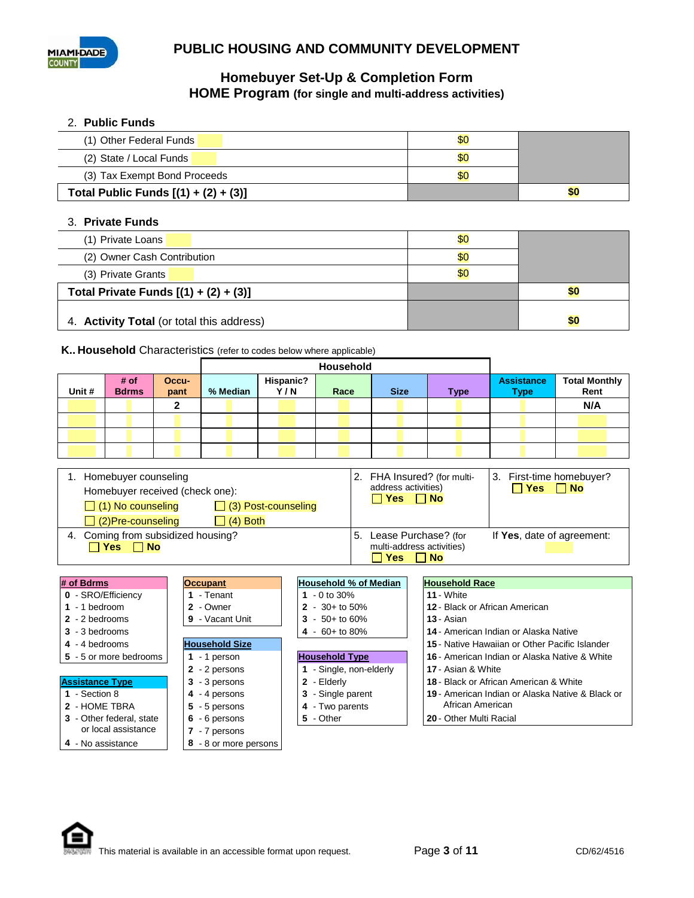## PUBLIC HOUSING AND COMMUNITY DEVELOPMENT

### Homebuyer Set-Up & Completion Form
### HOME Program (for single and multi-address activities)

2. **Public Funds**

| | | |
|---|---|---|
| (1) Other Federal Funds | $0 | |
| (2) State / Local Funds | $0 | |
| (3) Tax Exempt Bond Proceeds | $0 | |
| **Total Public Funds [(1) + (2) + (3)]** | | **$0** |

3. **Private Funds**

| | | |
|---|---|---|
| (1) Private Loans | $0 | |
| (2) Owner Cash Contribution | $0 | |
| (3) Private Grants | $0 | |
| **Total Private Funds [(1) + (2) + (3)]** | | **$0** |
| 4. **Activity Total** (or total this address) | | **$0** |

**K.. Household** Characteristics (refer to codes below where applicable)

| Unit # | # of Bdrms | Occu-pant | Household % Median | Household Hispanic? Y / N | Household Race | Household Size | Household Type | Assistance Type | Total Monthly Rent |
|---|---|---|---|---|---|---|---|---|---|
| | | 2 | | | | | | | N/A |
| | | | | | | | | | |
| | | | | | | | | | |
| | | | | | | | | | |

1. Homebuyer counseling
   Homebuyer received (check one):
   ☐ (1) No counseling ☐ (3) Post-counseling
   ☐ (2)Pre-counseling ☐ (4) Both

2. FHA Insured? (for multi-address activities)
   ☐ Yes ☐ No

3. First-time homebuyer?
   ☐ Yes ☐ No

4. Coming from subsidized housing?
   ☐ Yes ☐ No

5. Lease Purchase? (for multi-address activities)
   ☐ Yes ☐ No

If **Yes**, date of agreement:

**# of Bdrms**
- **0** - SRO/Efficiency
- **1** - 1 bedroom
- **2** - 2 bedrooms
- **3** - 3 bedrooms
- **4** - 4 bedrooms
- **5** - 5 or more bedrooms

**Assistance Type**
- **1** - Section 8
- **2** - HOME TBRA
- **3** - Other federal, state or local assistance
- **4** - No assistance

**Occupant**
- **1** - Tenant
- **2** - Owner
- **9** - Vacant Unit

**Household Size**
- **1** - 1 person
- **2** - 2 persons
- **3** - 3 persons
- **4** - 4 persons
- **5** - 5 persons
- **6** - 6 persons
- **7** - 7 persons
- **8** - 8 or more persons

**Household % of Median**
- **1** - 0 to 30%
- **2** - 30+ to 50%
- **3** - 50+ to 60%
- **4** - 60+ to 80%

**Household Type**
- **1** - Single, non-elderly
- **2** - Elderly
- **3** - Single parent
- **4** - Two parents
- **5** - Other

**Household Race**
- **11** - White
- **12** - Black or African American
- **13** - Asian
- **14** - American Indian or Alaska Native
- **15** - Native Hawaiian or Other Pacific Islander
- **16** - American Indian or Alaska Native & White
- **17** - Asian & White
- **18** - Black or African American & White
- **19** - American Indian or Alaska Native & Black or African American
- **20** - Other Multi Racial

This material is available in an accessible format upon request.

CD/62/4516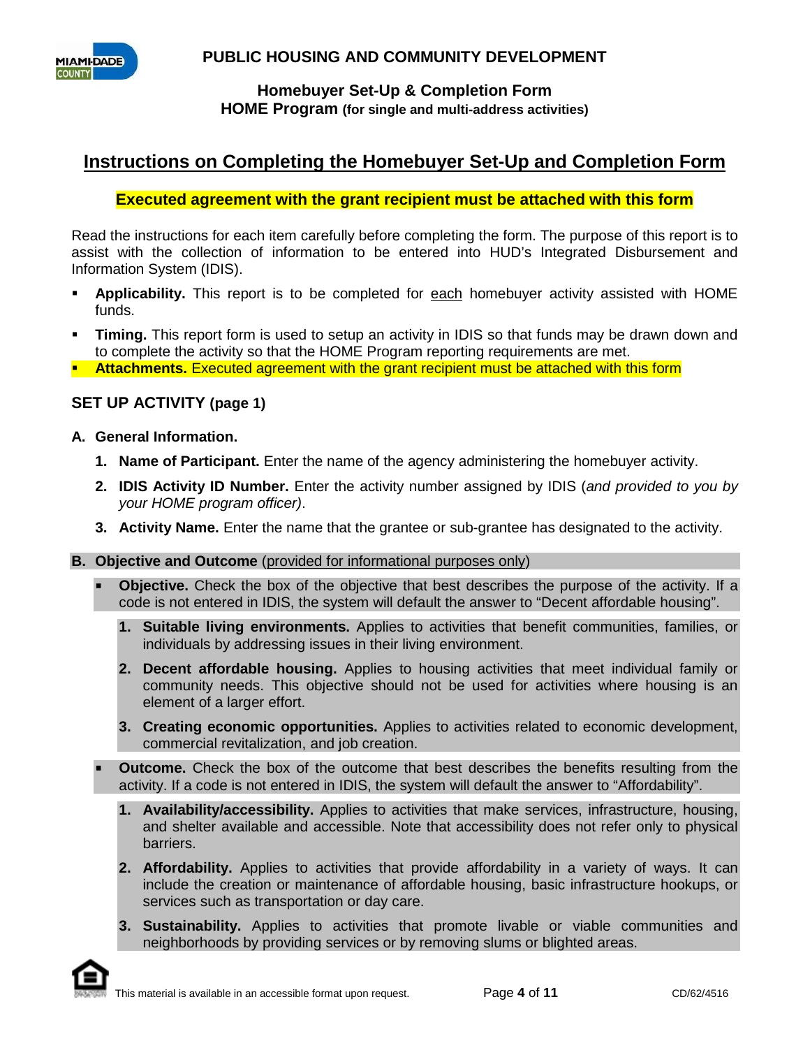**PUBLIC HOUSING AND COMMUNITY DEVELOPMENT**

**Homebuyer Set-Up & Completion Form**
**HOME Program (for single and multi-address activities)**

## Instructions on Completing the Homebuyer Set-Up and Completion Form

**Executed agreement with the grant recipient must be attached with this form**

Read the instructions for each item carefully before completing the form. The purpose of this report is to assist with the collection of information to be entered into HUD's Integrated Disbursement and Information System (IDIS).

- **Applicability.** This report is to be completed for each homebuyer activity assisted with HOME funds.
- **Timing.** This report form is used to setup an activity in IDIS so that funds may be drawn down and to complete the activity so that the HOME Program reporting requirements are met.
- **Attachments.** Executed agreement with the grant recipient must be attached with this form

### SET UP ACTIVITY (page 1)

**A. General Information.**

1. **Name of Participant.** Enter the name of the agency administering the homebuyer activity.
2. **IDIS Activity ID Number.** Enter the activity number assigned by IDIS (*and provided to you by your HOME program officer)*.
3. **Activity Name.** Enter the name that the grantee or sub-grantee has designated to the activity.

**B. Objective and Outcome** (provided for informational purposes only)

- **Objective.** Check the box of the objective that best describes the purpose of the activity. If a code is not entered in IDIS, the system will default the answer to "Decent affordable housing".
  1. **Suitable living environments.** Applies to activities that benefit communities, families, or individuals by addressing issues in their living environment.
  2. **Decent affordable housing.** Applies to housing activities that meet individual family or community needs. This objective should not be used for activities where housing is an element of a larger effort.
  3. **Creating economic opportunities.** Applies to activities related to economic development, commercial revitalization, and job creation.
- **Outcome.** Check the box of the outcome that best describes the benefits resulting from the activity. If a code is not entered in IDIS, the system will default the answer to "Affordability".
  1. **Availability/accessibility.** Applies to activities that make services, infrastructure, housing, and shelter available and accessible. Note that accessibility does not refer only to physical barriers.
  2. **Affordability.** Applies to activities that provide affordability in a variety of ways. It can include the creation or maintenance of affordable housing, basic infrastructure hookups, or services such as transportation or day care.
  3. **Sustainability.** Applies to activities that promote livable or viable communities and neighborhoods by providing services or by removing slums or blighted areas.

This material is available in an accessible format upon request. CD/62/4516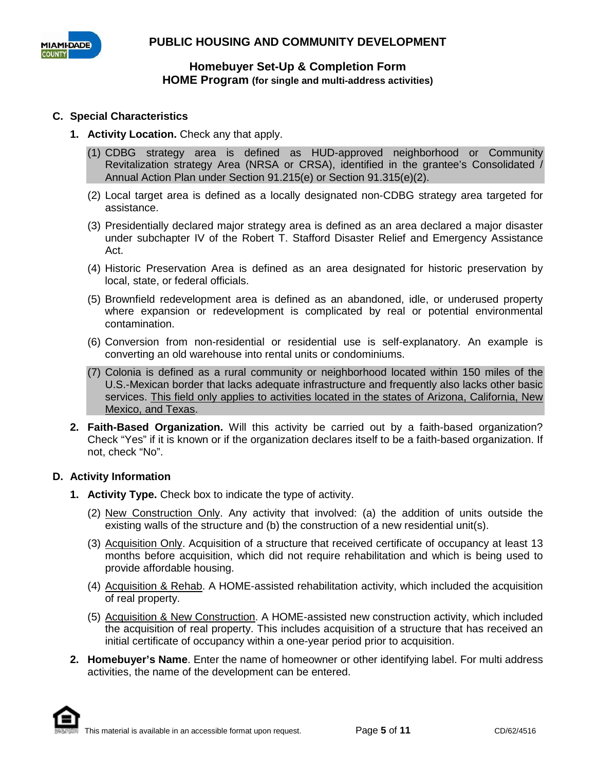## C. Special Characteristics

1. **Activity Location.** Check any that apply.

   (1) CDBG strategy area is defined as HUD-approved neighborhood or Community Revitalization strategy Area (NRSA or CRSA), identified in the grantee's Consolidated / Annual Action Plan under Section 91.215(e) or Section 91.315(e)(2).

   (2) Local target area is defined as a locally designated non-CDBG strategy area targeted for assistance.

   (3) Presidentially declared major strategy area is defined as an area declared a major disaster under subchapter IV of the Robert T. Stafford Disaster Relief and Emergency Assistance Act.

   (4) Historic Preservation Area is defined as an area designated for historic preservation by local, state, or federal officials.

   (5) Brownfield redevelopment area is defined as an abandoned, idle, or underused property where expansion or redevelopment is complicated by real or potential environmental contamination.

   (6) Conversion from non-residential or residential use is self-explanatory. An example is converting an old warehouse into rental units or condominiums.

   (7) Colonia is defined as a rural community or neighborhood located within 150 miles of the U.S.-Mexican border that lacks adequate infrastructure and frequently also lacks other basic services. <u>This field only applies to activities located in the states of Arizona, California, New Mexico, and Texas</u>.

2. **Faith-Based Organization.** Will this activity be carried out by a faith-based organization? Check "Yes" if it is known or if the organization declares itself to be a faith-based organization. If not, check "No".

## D. Activity Information

1. **Activity Type.** Check box to indicate the type of activity.

   (2) <u>New Construction Only</u>. Any activity that involved: (a) the addition of units outside the existing walls of the structure and (b) the construction of a new residential unit(s).

   (3) <u>Acquisition Only</u>. Acquisition of a structure that received certificate of occupancy at least 13 months before acquisition, which did not require rehabilitation and which is being used to provide affordable housing.

   (4) <u>Acquisition & Rehab</u>. A HOME-assisted rehabilitation activity, which included the acquisition of real property.

   (5) <u>Acquisition & New Construction</u>. A HOME-assisted new construction activity, which included the acquisition of real property. This includes acquisition of a structure that has received an initial certificate of occupancy within a one-year period prior to acquisition.

2. **Homebuyer's Name**. Enter the name of homeowner or other identifying label. For multi address activities, the name of the development can be entered.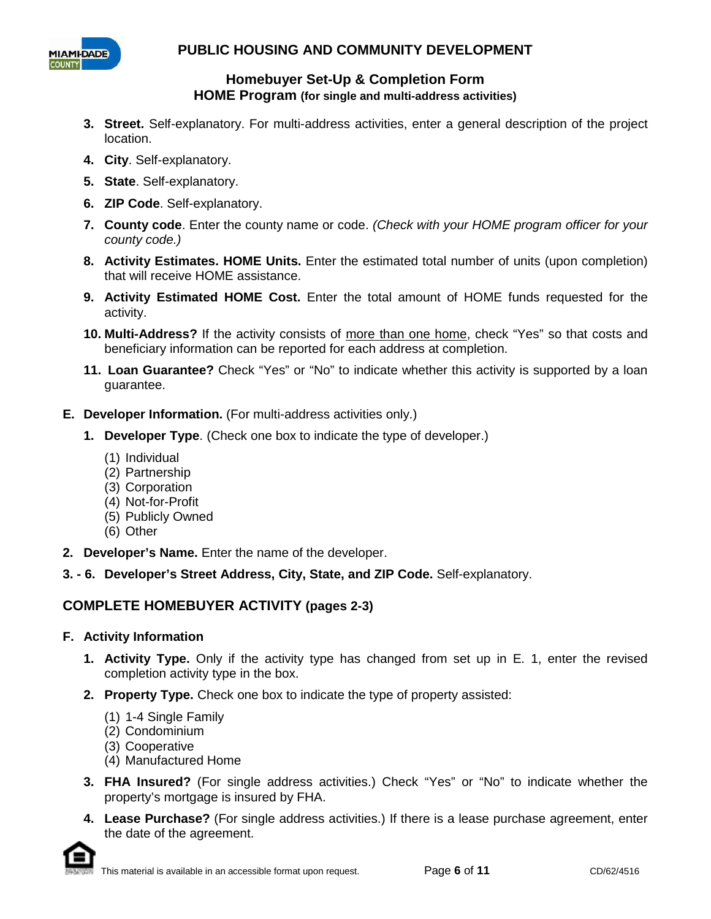3. **Street.** Self-explanatory. For multi-address activities, enter a general description of the project location.
4. **City**. Self-explanatory.
5. **State**. Self-explanatory.
6. **ZIP Code**. Self-explanatory.
7. **County code**. Enter the county name or code. *(Check with your HOME program officer for your county code.)*
8. **Activity Estimates. HOME Units.** Enter the estimated total number of units (upon completion) that will receive HOME assistance.
9. **Activity Estimated HOME Cost.** Enter the total amount of HOME funds requested for the activity.
10. **Multi-Address?** If the activity consists of <u>more than one home</u>, check "Yes" so that costs and beneficiary information can be reported for each address at completion.
11. **Loan Guarantee?** Check "Yes" or "No" to indicate whether this activity is supported by a loan guarantee.

**E. Developer Information.** (For multi-address activities only.)

1. **Developer Type**. (Check one box to indicate the type of developer.)

   (1) Individual
   (2) Partnership
   (3) Corporation
   (4) Not-for-Profit
   (5) Publicly Owned
   (6) Other

**2. Developer's Name.** Enter the name of the developer.

**3. - 6. Developer's Street Address, City, State, and ZIP Code.** Self-explanatory.

## COMPLETE HOMEBUYER ACTIVITY (pages 2-3)

**F. Activity Information**

1. **Activity Type.** Only if the activity type has changed from set up in E. 1, enter the revised completion activity type in the box.
2. **Property Type.** Check one box to indicate the type of property assisted:

   (1) 1-4 Single Family
   (2) Condominium
   (3) Cooperative
   (4) Manufactured Home

3. **FHA Insured?** (For single address activities.) Check "Yes" or "No" to indicate whether the property's mortgage is insured by FHA.
4. **Lease Purchase?** (For single address activities.) If there is a lease purchase agreement, enter the date of the agreement.

This material is available in an accessible format upon request.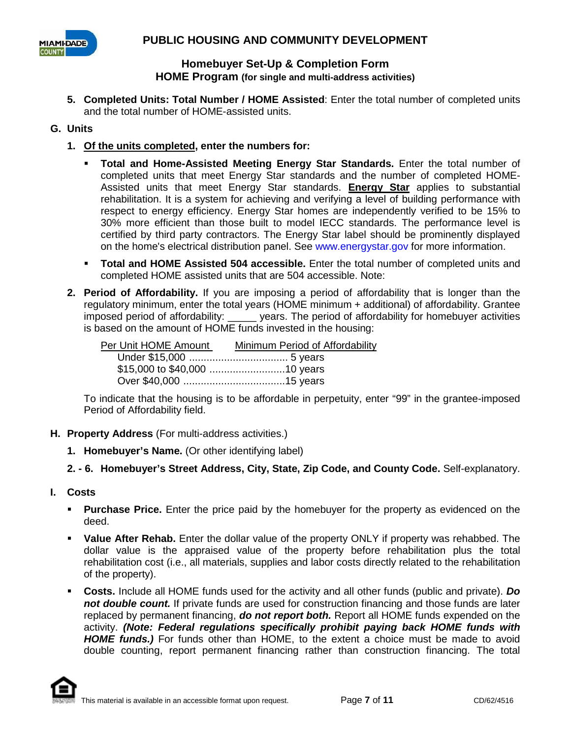5. **Completed Units: Total Number / HOME Assisted**: Enter the total number of completed units and the total number of HOME-assisted units.

## G. Units

1. **<u>Of the units completed</u>, enter the numbers for:**

   - **Total and Home-Assisted Meeting Energy Star Standards.** Enter the total number of completed units that meet Energy Star standards and the number of completed HOME-Assisted units that meet Energy Star standards. **<u>Energy Star</u>** applies to substantial rehabilitation. It is a system for achieving and verifying a level of building performance with respect to energy efficiency. Energy Star homes are independently verified to be 15% to 30% more efficient than those built to model IECC standards. The performance level is certified by third party contractors. The Energy Star label should be prominently displayed on the home's electrical distribution panel. See www.energystar.gov for more information.
   - **Total and HOME Assisted 504 accessible.** Enter the total number of completed units and completed HOME assisted units that are 504 accessible. Note:

2. **Period of Affordability.** If you are imposing a period of affordability that is longer than the regulatory minimum, enter the total years (HOME minimum + additional) of affordability. Grantee imposed period of affordability: _____ years. The period of affordability for homebuyer activities is based on the amount of HOME funds invested in the housing:

   | Per Unit HOME Amount | Minimum Period of Affordability |
   |---|---|
   | Under $15,000 | 5 years |
   | $15,000 to $40,000 | 10 years |
   | Over $40,000 | 15 years |

   To indicate that the housing is to be affordable in perpetuity, enter "99" in the grantee-imposed Period of Affordability field.

## H. Property Address (For multi-address activities.)

1. **Homebuyer's Name.** (Or other identifying label)

2. - 6. **Homebuyer's Street Address, City, State, Zip Code, and County Code.** Self-explanatory.

## I. Costs

- **Purchase Price.** Enter the price paid by the homebuyer for the property as evidenced on the deed.
- **Value After Rehab.** Enter the dollar value of the property ONLY if property was rehabbed. The dollar value is the appraised value of the property before rehabilitation plus the total rehabilitation cost (i.e., all materials, supplies and labor costs directly related to the rehabilitation of the property).
- **Costs.** Include all HOME funds used for the activity and all other funds (public and private). ***Do not double count.*** If private funds are used for construction financing and those funds are later replaced by permanent financing, ***do not report both.*** Report all HOME funds expended on the activity. ***(Note: Federal regulations specifically prohibit paying back HOME funds with HOME funds.)*** For funds other than HOME, to the extent a choice must be made to avoid double counting, report permanent financing rather than construction financing. The total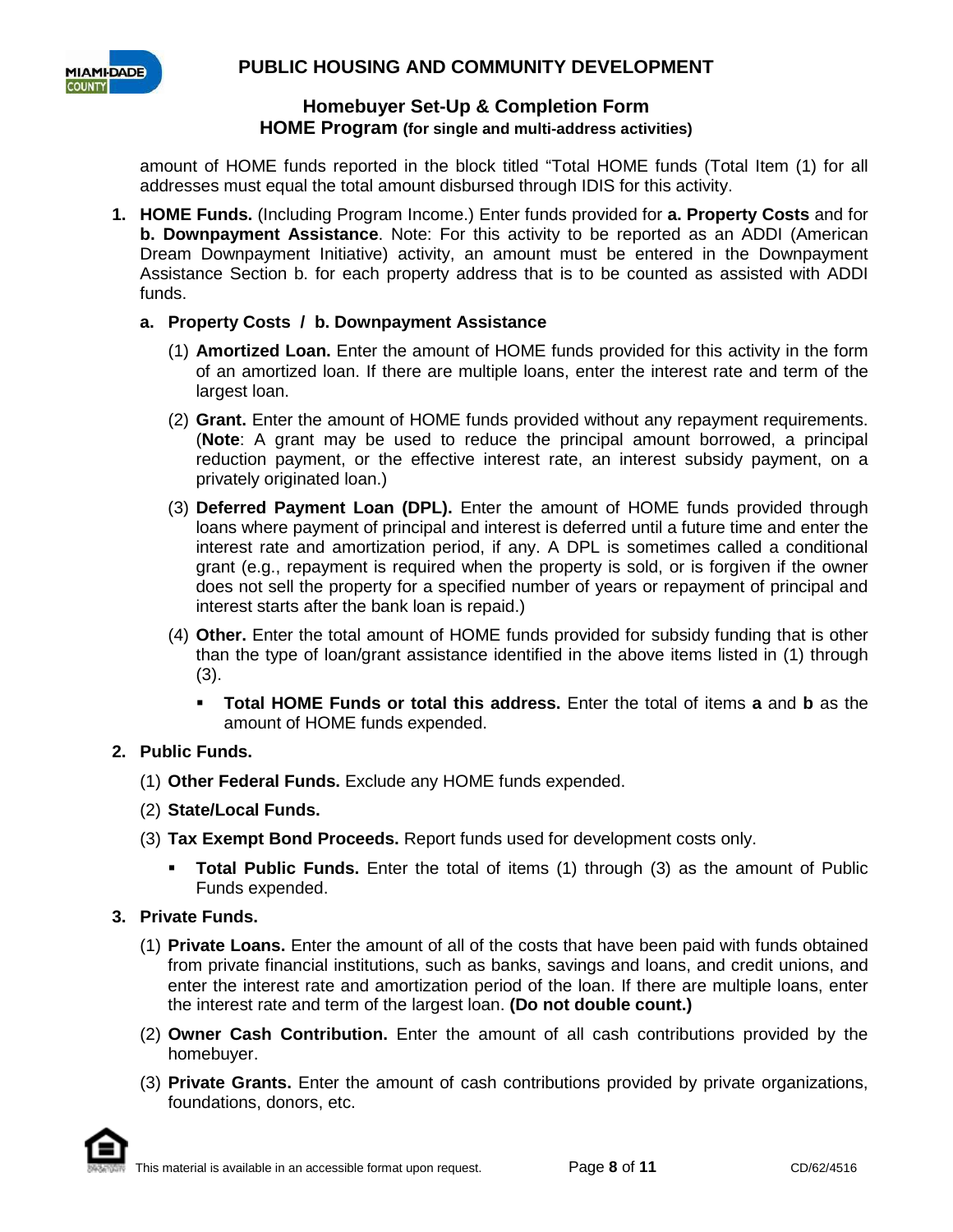amount of HOME funds reported in the block titled "Total HOME funds (Total Item (1) for all addresses must equal the total amount disbursed through IDIS for this activity.

1. **HOME Funds.** (Including Program Income.) Enter funds provided for **a. Property Costs** and for **b. Downpayment Assistance**. Note: For this activity to be reported as an ADDI (American Dream Downpayment Initiative) activity, an amount must be entered in the Downpayment Assistance Section b. for each property address that is to be counted as assisted with ADDI funds.

   **a. Property Costs / b. Downpayment Assistance**

   (1) **Amortized Loan.** Enter the amount of HOME funds provided for this activity in the form of an amortized loan. If there are multiple loans, enter the interest rate and term of the largest loan.

   (2) **Grant.** Enter the amount of HOME funds provided without any repayment requirements. (**Note**: A grant may be used to reduce the principal amount borrowed, a principal reduction payment, or the effective interest rate, an interest subsidy payment, on a privately originated loan.)

   (3) **Deferred Payment Loan (DPL).** Enter the amount of HOME funds provided through loans where payment of principal and interest is deferred until a future time and enter the interest rate and amortization period, if any. A DPL is sometimes called a conditional grant (e.g., repayment is required when the property is sold, or is forgiven if the owner does not sell the property for a specified number of years or repayment of principal and interest starts after the bank loan is repaid.)

   (4) **Other.** Enter the total amount of HOME funds provided for subsidy funding that is other than the type of loan/grant assistance identified in the above items listed in (1) through (3).

   - **Total HOME Funds or total this address.** Enter the total of items **a** and **b** as the amount of HOME funds expended.

2. **Public Funds.**

   (1) **Other Federal Funds.** Exclude any HOME funds expended.

   (2) **State/Local Funds.**

   (3) **Tax Exempt Bond Proceeds.** Report funds used for development costs only.

   - **Total Public Funds.** Enter the total of items (1) through (3) as the amount of Public Funds expended.

3. **Private Funds.**

   (1) **Private Loans.** Enter the amount of all of the costs that have been paid with funds obtained from private financial institutions, such as banks, savings and loans, and credit unions, and enter the interest rate and amortization period of the loan. If there are multiple loans, enter the interest rate and term of the largest loan. **(Do not double count.)**

   (2) **Owner Cash Contribution.** Enter the amount of all cash contributions provided by the homebuyer.

   (3) **Private Grants.** Enter the amount of cash contributions provided by private organizations, foundations, donors, etc.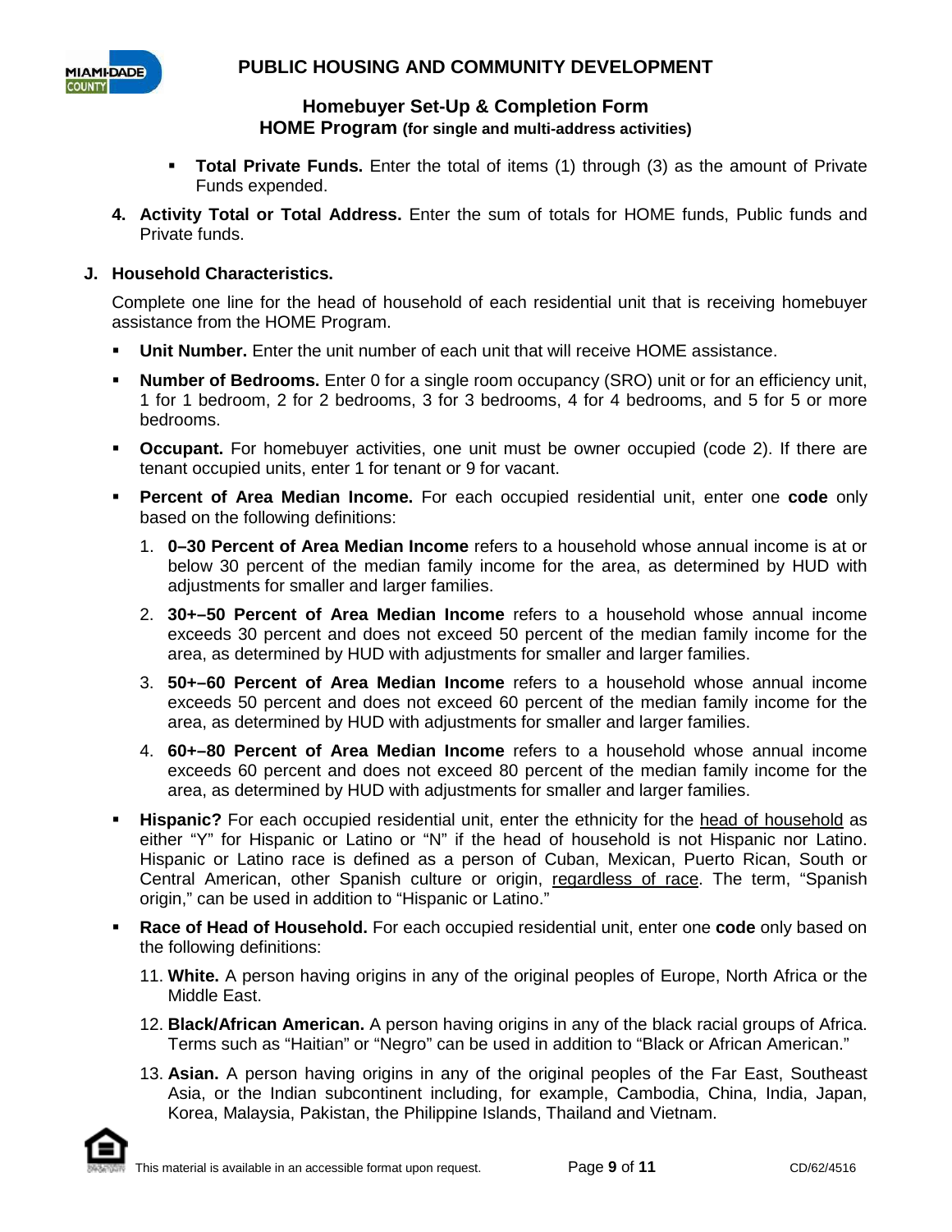- **Total Private Funds.** Enter the total of items (1) through (3) as the amount of Private Funds expended.

4. **Activity Total or Total Address.** Enter the sum of totals for HOME funds, Public funds and Private funds.

## J. Household Characteristics.

Complete one line for the head of household of each residential unit that is receiving homebuyer assistance from the HOME Program.

- **Unit Number.** Enter the unit number of each unit that will receive HOME assistance.
- **Number of Bedrooms.** Enter 0 for a single room occupancy (SRO) unit or for an efficiency unit, 1 for 1 bedroom, 2 for 2 bedrooms, 3 for 3 bedrooms, 4 for 4 bedrooms, and 5 for 5 or more bedrooms.
- **Occupant.** For homebuyer activities, one unit must be owner occupied (code 2). If there are tenant occupied units, enter 1 for tenant or 9 for vacant.
- **Percent of Area Median Income.** For each occupied residential unit, enter one **code** only based on the following definitions:
  1. **0–30 Percent of Area Median Income** refers to a household whose annual income is at or below 30 percent of the median family income for the area, as determined by HUD with adjustments for smaller and larger families.
  2. **30+–50 Percent of Area Median Income** refers to a household whose annual income exceeds 30 percent and does not exceed 50 percent of the median family income for the area, as determined by HUD with adjustments for smaller and larger families.
  3. **50+–60 Percent of Area Median Income** refers to a household whose annual income exceeds 50 percent and does not exceed 60 percent of the median family income for the area, as determined by HUD with adjustments for smaller and larger families.
  4. **60+–80 Percent of Area Median Income** refers to a household whose annual income exceeds 60 percent and does not exceed 80 percent of the median family income for the area, as determined by HUD with adjustments for smaller and larger families.
- **Hispanic?** For each occupied residential unit, enter the ethnicity for the head of household as either "Y" for Hispanic or Latino or "N" if the head of household is not Hispanic nor Latino. Hispanic or Latino race is defined as a person of Cuban, Mexican, Puerto Rican, South or Central American, other Spanish culture or origin, regardless of race. The term, "Spanish origin," can be used in addition to "Hispanic or Latino."
- **Race of Head of Household.** For each occupied residential unit, enter one **code** only based on the following definitions:

  11. **White.** A person having origins in any of the original peoples of Europe, North Africa or the Middle East.

  12. **Black/African American.** A person having origins in any of the black racial groups of Africa. Terms such as "Haitian" or "Negro" can be used in addition to "Black or African American."

  13. **Asian.** A person having origins in any of the original peoples of the Far East, Southeast Asia, or the Indian subcontinent including, for example, Cambodia, China, India, Japan, Korea, Malaysia, Pakistan, the Philippine Islands, Thailand and Vietnam.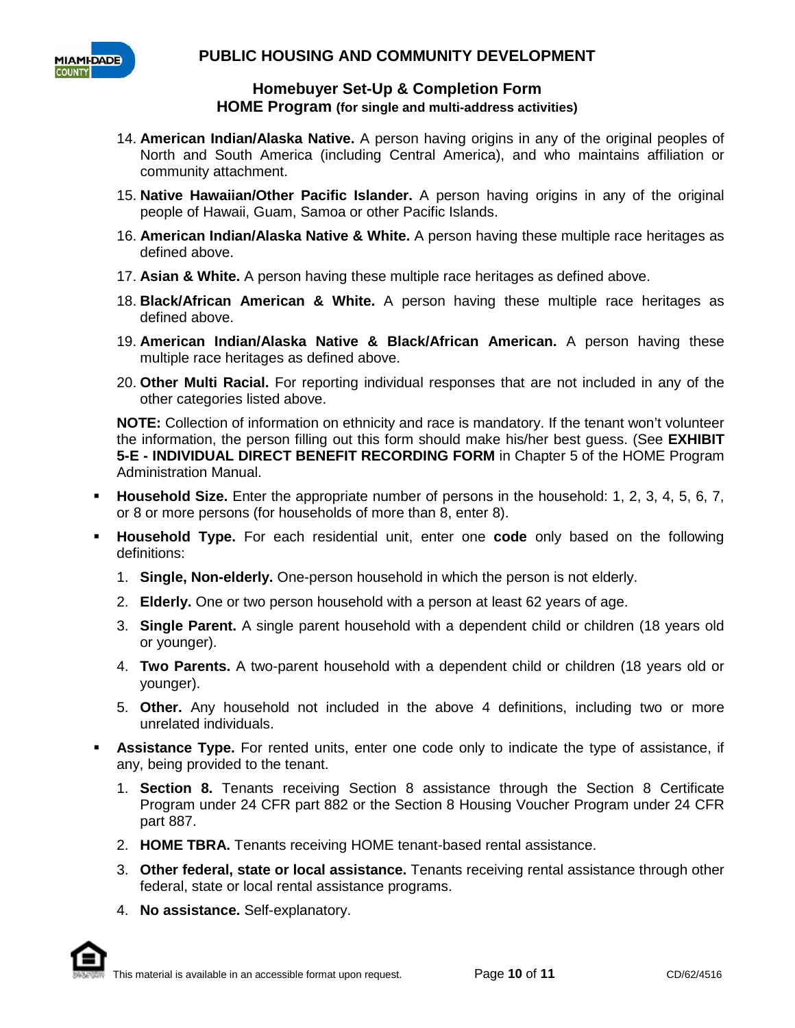14. **American Indian/Alaska Native.** A person having origins in any of the original peoples of North and South America (including Central America), and who maintains affiliation or community attachment.
15. **Native Hawaiian/Other Pacific Islander.** A person having origins in any of the original people of Hawaii, Guam, Samoa or other Pacific Islands.
16. **American Indian/Alaska Native & White.** A person having these multiple race heritages as defined above.
17. **Asian & White.** A person having these multiple race heritages as defined above.
18. **Black/African American & White.** A person having these multiple race heritages as defined above.
19. **American Indian/Alaska Native & Black/African American.** A person having these multiple race heritages as defined above.
20. **Other Multi Racial.** For reporting individual responses that are not included in any of the other categories listed above.

**NOTE:** Collection of information on ethnicity and race is mandatory. If the tenant won't volunteer the information, the person filling out this form should make his/her best guess. (See **EXHIBIT 5-E - INDIVIDUAL DIRECT BENEFIT RECORDING FORM** in Chapter 5 of the HOME Program Administration Manual.

- **Household Size.** Enter the appropriate number of persons in the household: 1, 2, 3, 4, 5, 6, 7, or 8 or more persons (for households of more than 8, enter 8).
- **Household Type.** For each residential unit, enter one **code** only based on the following definitions:
  1. **Single, Non-elderly.** One-person household in which the person is not elderly.
  2. **Elderly.** One or two person household with a person at least 62 years of age.
  3. **Single Parent.** A single parent household with a dependent child or children (18 years old or younger).
  4. **Two Parents.** A two-parent household with a dependent child or children (18 years old or younger).
  5. **Other.** Any household not included in the above 4 definitions, including two or more unrelated individuals.
- **Assistance Type.** For rented units, enter one code only to indicate the type of assistance, if any, being provided to the tenant.
  1. **Section 8.** Tenants receiving Section 8 assistance through the Section 8 Certificate Program under 24 CFR part 882 or the Section 8 Housing Voucher Program under 24 CFR part 887.
  2. **HOME TBRA.** Tenants receiving HOME tenant-based rental assistance.
  3. **Other federal, state or local assistance.** Tenants receiving rental assistance through other federal, state or local rental assistance programs.
  4. **No assistance.** Self-explanatory.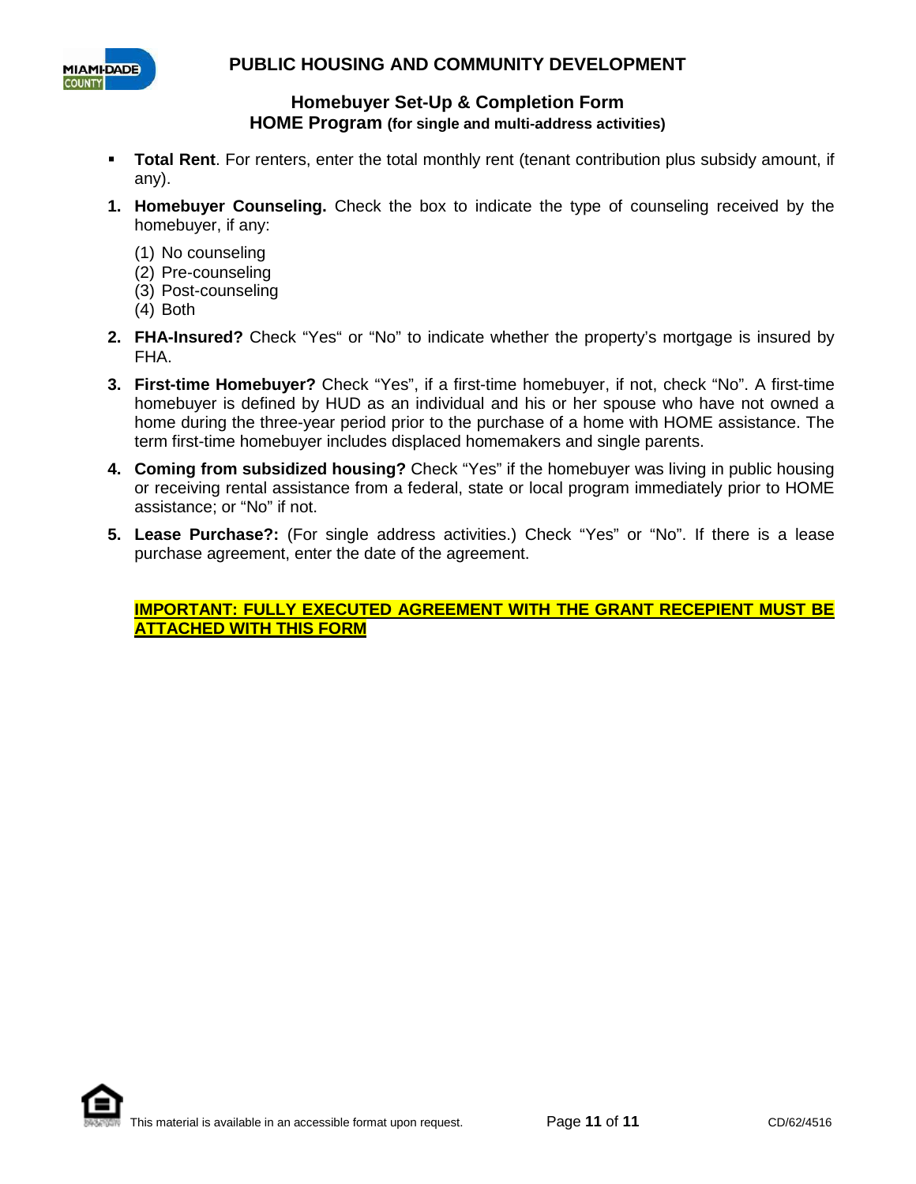# PUBLIC HOUSING AND COMMUNITY DEVELOPMENT

## Homebuyer Set-Up & Completion Form
## HOME Program (for single and multi-address activities)

- **Total Rent**. For renters, enter the total monthly rent (tenant contribution plus subsidy amount, if any).

1. **Homebuyer Counseling.** Check the box to indicate the type of counseling received by the homebuyer, if any:

   (1) No counseling
   (2) Pre-counseling
   (3) Post-counseling
   (4) Both

2. **FHA-Insured?** Check "Yes" or "No" to indicate whether the property's mortgage is insured by FHA.

3. **First-time Homebuyer?** Check "Yes", if a first-time homebuyer, if not, check "No". A first-time homebuyer is defined by HUD as an individual and his or her spouse who have not owned a home during the three-year period prior to the purchase of a home with HOME assistance. The term first-time homebuyer includes displaced homemakers and single parents.

4. **Coming from subsidized housing?** Check "Yes" if the homebuyer was living in public housing or receiving rental assistance from a federal, state or local program immediately prior to HOME assistance; or "No" if not.

5. **Lease Purchase?:** (For single address activities.) Check "Yes" or "No". If there is a lease purchase agreement, enter the date of the agreement.

**IMPORTANT: FULLY EXECUTED AGREEMENT WITH THE GRANT RECEPIENT MUST BE ATTACHED WITH THIS FORM**

This material is available in an accessible format upon request.

CD/62/4516